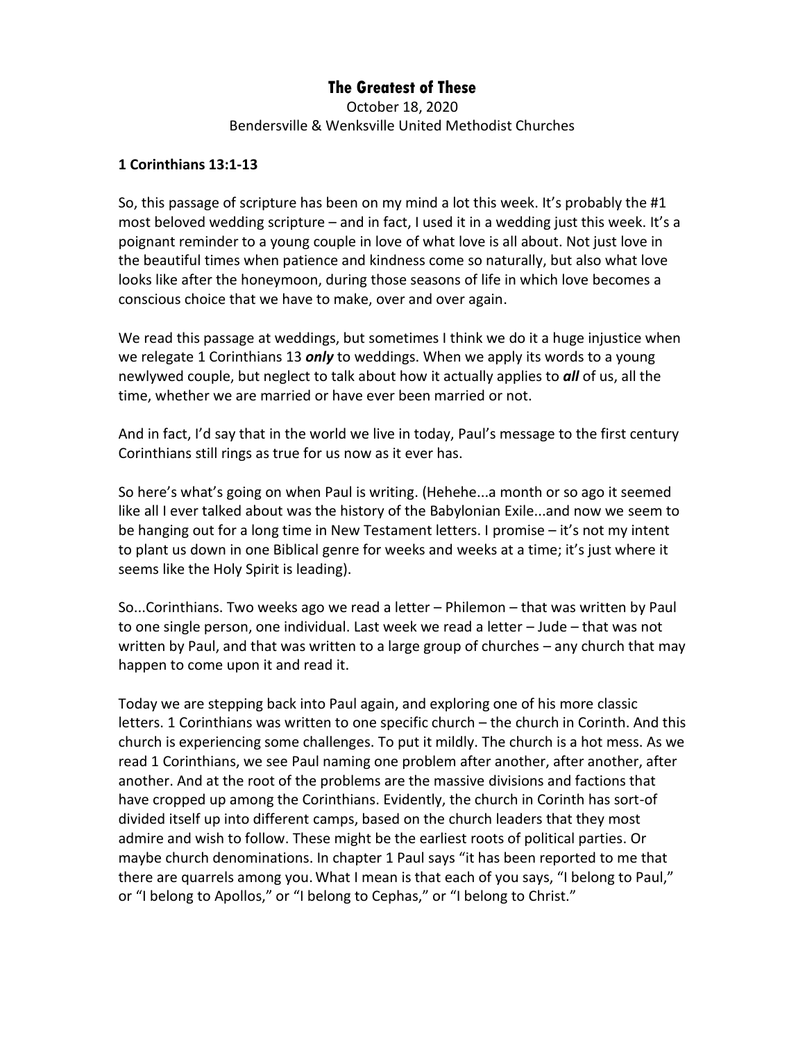# The Greatest of These

October 18, 2020
Bendersville & Wenksville United Methodist Churches

**1 Corinthians 13:1-13**

So, this passage of scripture has been on my mind a lot this week. It's probably the #1 most beloved wedding scripture – and in fact, I used it in a wedding just this week. It's a poignant reminder to a young couple in love of what love is all about. Not just love in the beautiful times when patience and kindness come so naturally, but also what love looks like after the honeymoon, during those seasons of life in which love becomes a conscious choice that we have to make, over and over again.

We read this passage at weddings, but sometimes I think we do it a huge injustice when we relegate 1 Corinthians 13 ***only*** to weddings. When we apply its words to a young newlywed couple, but neglect to talk about how it actually applies to ***all*** of us, all the time, whether we are married or have ever been married or not.

And in fact, I'd say that in the world we live in today, Paul's message to the first century Corinthians still rings as true for us now as it ever has.

So here's what's going on when Paul is writing. (Hehehe...a month or so ago it seemed like all I ever talked about was the history of the Babylonian Exile...and now we seem to be hanging out for a long time in New Testament letters. I promise – it's not my intent to plant us down in one Biblical genre for weeks and weeks at a time; it's just where it seems like the Holy Spirit is leading).

So...Corinthians. Two weeks ago we read a letter – Philemon – that was written by Paul to one single person, one individual. Last week we read a letter – Jude – that was not written by Paul, and that was written to a large group of churches – any church that may happen to come upon it and read it.

Today we are stepping back into Paul again, and exploring one of his more classic letters. 1 Corinthians was written to one specific church – the church in Corinth. And this church is experiencing some challenges. To put it mildly. The church is a hot mess. As we read 1 Corinthians, we see Paul naming one problem after another, after another, after another. And at the root of the problems are the massive divisions and factions that have cropped up among the Corinthians. Evidently, the church in Corinth has sort-of divided itself up into different camps, based on the church leaders that they most admire and wish to follow. These might be the earliest roots of political parties. Or maybe church denominations. In chapter 1 Paul says "it has been reported to me that there are quarrels among you. What I mean is that each of you says, "I belong to Paul," or "I belong to Apollos," or "I belong to Cephas," or "I belong to Christ."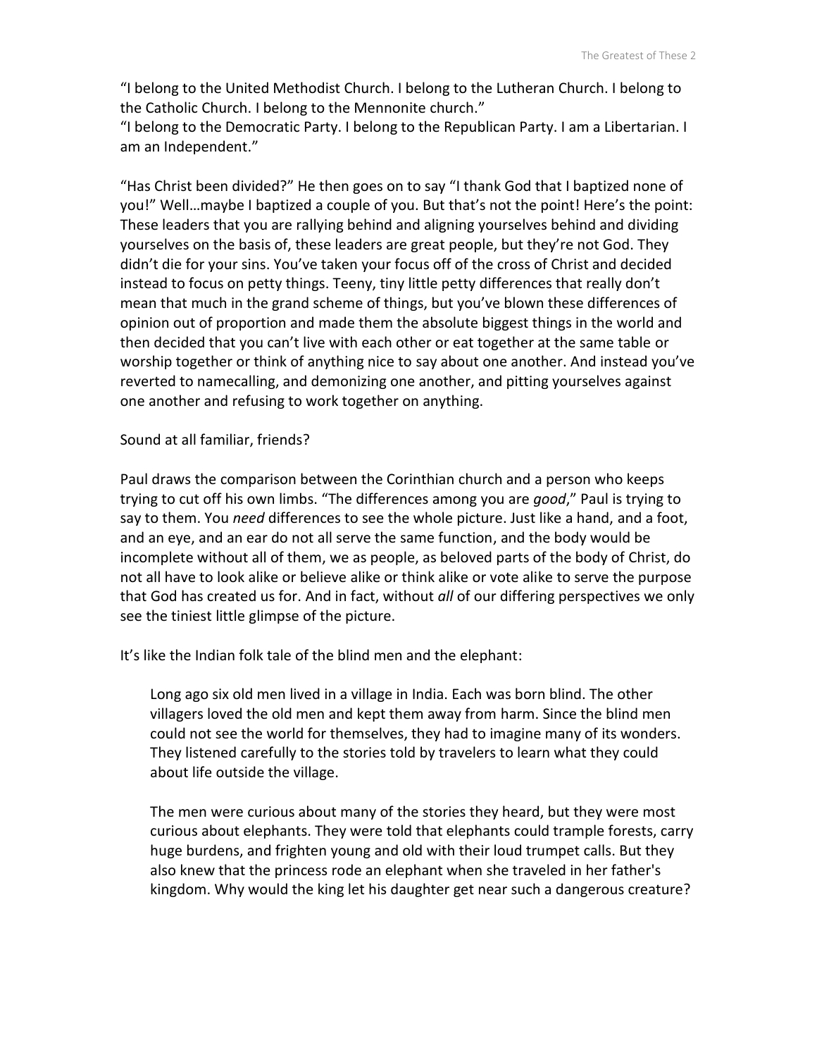"I belong to the United Methodist Church. I belong to the Lutheran Church. I belong to the Catholic Church. I belong to the Mennonite church."
"I belong to the Democratic Party. I belong to the Republican Party. I am a Libertarian. I am an Independent."

"Has Christ been divided?" He then goes on to say "I thank God that I baptized none of you!" Well…maybe I baptized a couple of you. But that's not the point! Here's the point: These leaders that you are rallying behind and aligning yourselves behind and dividing yourselves on the basis of, these leaders are great people, but they're not God. They didn't die for your sins. You've taken your focus off of the cross of Christ and decided instead to focus on petty things. Teeny, tiny little petty differences that really don't mean that much in the grand scheme of things, but you've blown these differences of opinion out of proportion and made them the absolute biggest things in the world and then decided that you can't live with each other or eat together at the same table or worship together or think of anything nice to say about one another. And instead you've reverted to namecalling, and demonizing one another, and pitting yourselves against one another and refusing to work together on anything.

Sound at all familiar, friends?

Paul draws the comparison between the Corinthian church and a person who keeps trying to cut off his own limbs. "The differences among you are *good*," Paul is trying to say to them. You *need* differences to see the whole picture. Just like a hand, and a foot, and an eye, and an ear do not all serve the same function, and the body would be incomplete without all of them, we as people, as beloved parts of the body of Christ, do not all have to look alike or believe alike or think alike or vote alike to serve the purpose that God has created us for. And in fact, without *all* of our differing perspectives we only see the tiniest little glimpse of the picture.

It's like the Indian folk tale of the blind men and the elephant:

> Long ago six old men lived in a village in India. Each was born blind. The other villagers loved the old men and kept them away from harm. Since the blind men could not see the world for themselves, they had to imagine many of its wonders. They listened carefully to the stories told by travelers to learn what they could about life outside the village.
>
> The men were curious about many of the stories they heard, but they were most curious about elephants. They were told that elephants could trample forests, carry huge burdens, and frighten young and old with their loud trumpet calls. But they also knew that the princess rode an elephant when she traveled in her father's kingdom. Why would the king let his daughter get near such a dangerous creature?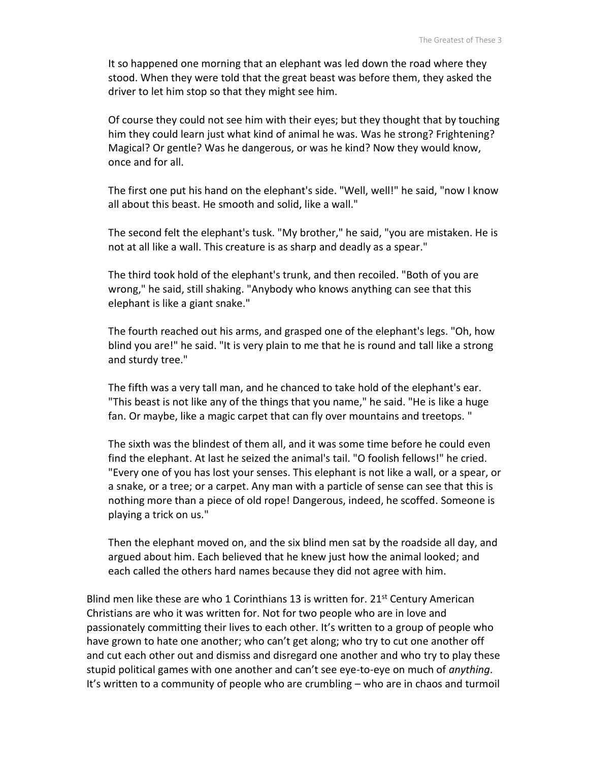> It so happened one morning that an elephant was led down the road where they stood. When they were told that the great beast was before them, they asked the driver to let him stop so that they might see him.
>
> Of course they could not see him with their eyes; but they thought that by touching him they could learn just what kind of animal he was. Was he strong? Frightening? Magical? Or gentle? Was he dangerous, or was he kind? Now they would know, once and for all.
>
> The first one put his hand on the elephant's side. "Well, well!" he said, "now I know all about this beast. He smooth and solid, like a wall."
>
> The second felt the elephant's tusk. "My brother," he said, "you are mistaken. He is not at all like a wall. This creature is as sharp and deadly as a spear."
>
> The third took hold of the elephant's trunk, and then recoiled. "Both of you are wrong," he said, still shaking. "Anybody who knows anything can see that this elephant is like a giant snake."
>
> The fourth reached out his arms, and grasped one of the elephant's legs. "Oh, how blind you are!" he said. "It is very plain to me that he is round and tall like a strong and sturdy tree."
>
> The fifth was a very tall man, and he chanced to take hold of the elephant's ear. "This beast is not like any of the things that you name," he said. "He is like a huge fan. Or maybe, like a magic carpet that can fly over mountains and treetops. "
>
> The sixth was the blindest of them all, and it was some time before he could even find the elephant. At last he seized the animal's tail. "O foolish fellows!" he cried. "Every one of you has lost your senses. This elephant is not like a wall, or a spear, or a snake, or a tree; or a carpet. Any man with a particle of sense can see that this is nothing more than a piece of old rope! Dangerous, indeed, he scoffed. Someone is playing a trick on us."
>
> Then the elephant moved on, and the six blind men sat by the roadside all day, and argued about him. Each believed that he knew just how the animal looked; and each called the others hard names because they did not agree with him.

Blind men like these are who 1 Corinthians 13 is written for. 21st Century American Christians are who it was written for. Not for two people who are in love and passionately committing their lives to each other. It's written to a group of people who have grown to hate one another; who can't get along; who try to cut one another off and cut each other out and dismiss and disregard one another and who try to play these stupid political games with one another and can't see eye-to-eye on much of *anything*. It's written to a community of people who are crumbling – who are in chaos and turmoil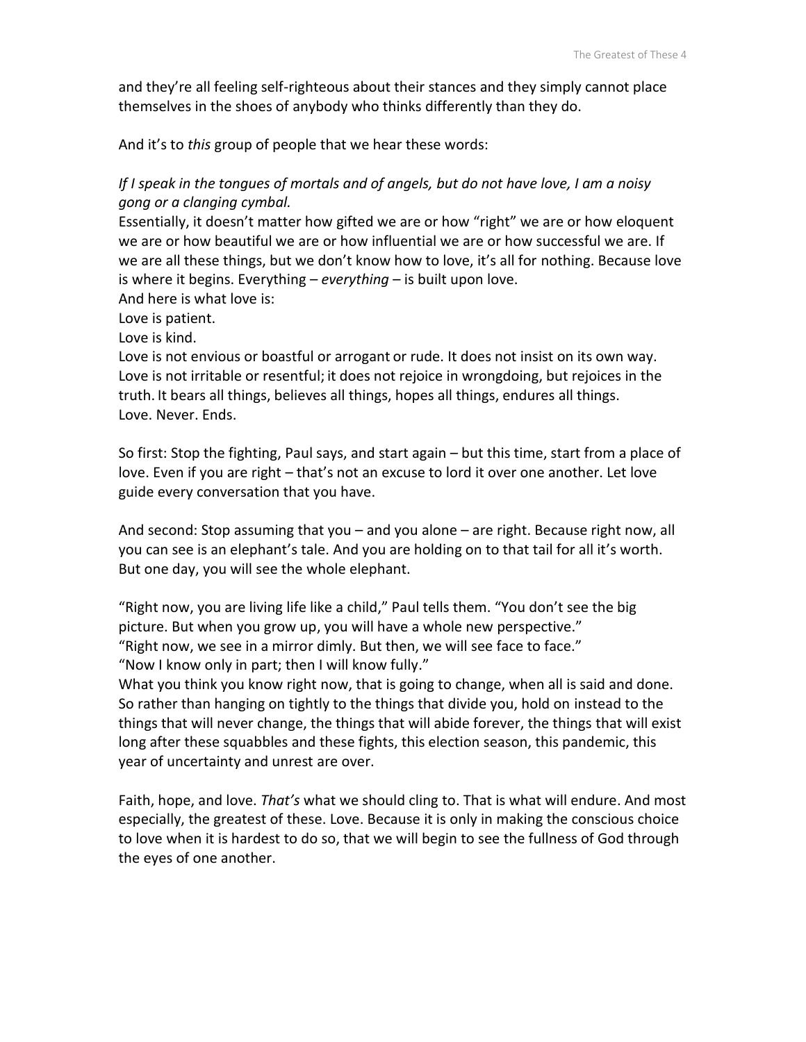and they're all feeling self-righteous about their stances and they simply cannot place themselves in the shoes of anybody who thinks differently than they do.

And it's to *this* group of people that we hear these words:

*If I speak in the tongues of mortals and of angels, but do not have love, I am a noisy gong or a clanging cymbal.*
Essentially, it doesn't matter how gifted we are or how "right" we are or how eloquent we are or how beautiful we are or how influential we are or how successful we are. If we are all these things, but we don't know how to love, it's all for nothing. Because love is where it begins. Everything – *everything* – is built upon love.
And here is what love is:
Love is patient.
Love is kind.
Love is not envious or boastful or arrogant or rude. It does not insist on its own way. Love is not irritable or resentful; it does not rejoice in wrongdoing, but rejoices in the truth. It bears all things, believes all things, hopes all things, endures all things.
Love. Never. Ends.

So first: Stop the fighting, Paul says, and start again – but this time, start from a place of love. Even if you are right – that's not an excuse to lord it over one another. Let love guide every conversation that you have.

And second: Stop assuming that you – and you alone – are right. Because right now, all you can see is an elephant's tale. And you are holding on to that tail for all it's worth. But one day, you will see the whole elephant.

"Right now, you are living life like a child," Paul tells them. "You don't see the big picture. But when you grow up, you will have a whole new perspective."
"Right now, we see in a mirror dimly. But then, we will see face to face."
"Now I know only in part; then I will know fully."
What you think you know right now, that is going to change, when all is said and done. So rather than hanging on tightly to the things that divide you, hold on instead to the things that will never change, the things that will abide forever, the things that will exist long after these squabbles and these fights, this election season, this pandemic, this year of uncertainty and unrest are over.

Faith, hope, and love. *That's* what we should cling to. That is what will endure. And most especially, the greatest of these. Love. Because it is only in making the conscious choice to love when it is hardest to do so, that we will begin to see the fullness of God through the eyes of one another.